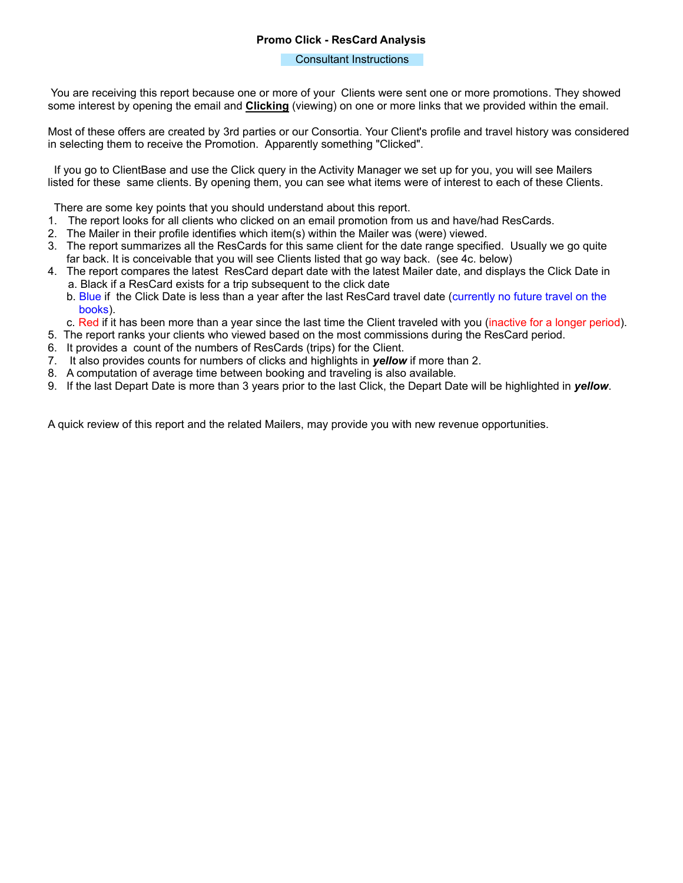# Promo Click - ResCard Analysis

## Consultant Instructions

You are receiving this report because one or more of your Clients were sent one or more promotions. They showed some interest by opening the email and **Clicking** (viewing) on one or more links that we provided within the email.

Most of these offers are created by 3rd parties or our Consortia. Your Client's profile and travel history was considered in selecting them to receive the Promotion. Apparently something "Clicked".

If you go to ClientBase and use the Click query in the Activity Manager we set up for you, you will see Mailers listed for these same clients. By opening them, you can see what items were of interest to each of these Clients.

There are some key points that you should understand about this report.

1. The report looks for all clients who clicked on an email promotion from us and have/had ResCards.
2. The Mailer in their profile identifies which item(s) within the Mailer was (were) viewed.
3. The report summarizes all the ResCards for this same client for the date range specified. Usually we go quite far back. It is conceivable that you will see Clients listed that go way back. (see 4c. below)
4. The report compares the latest ResCard depart date with the latest Mailer date, and displays the Click Date in
   a. Black if a ResCard exists for a trip subsequent to the click date
   b. Blue if the Click Date is less than a year after the last ResCard travel date (currently no future travel on the books).
   c. Red if it has been more than a year since the last time the Client traveled with you (inactive for a longer period).
5. The report ranks your clients who viewed based on the most commissions during the ResCard period.
6. It provides a count of the numbers of ResCards (trips) for the Client.
7. It also provides counts for numbers of clicks and highlights in ***yellow*** if more than 2.
8. A computation of average time between booking and traveling is also available.
9. If the last Depart Date is more than 3 years prior to the last Click, the Depart Date will be highlighted in ***yellow***.

A quick review of this report and the related Mailers, may provide you with new revenue opportunities.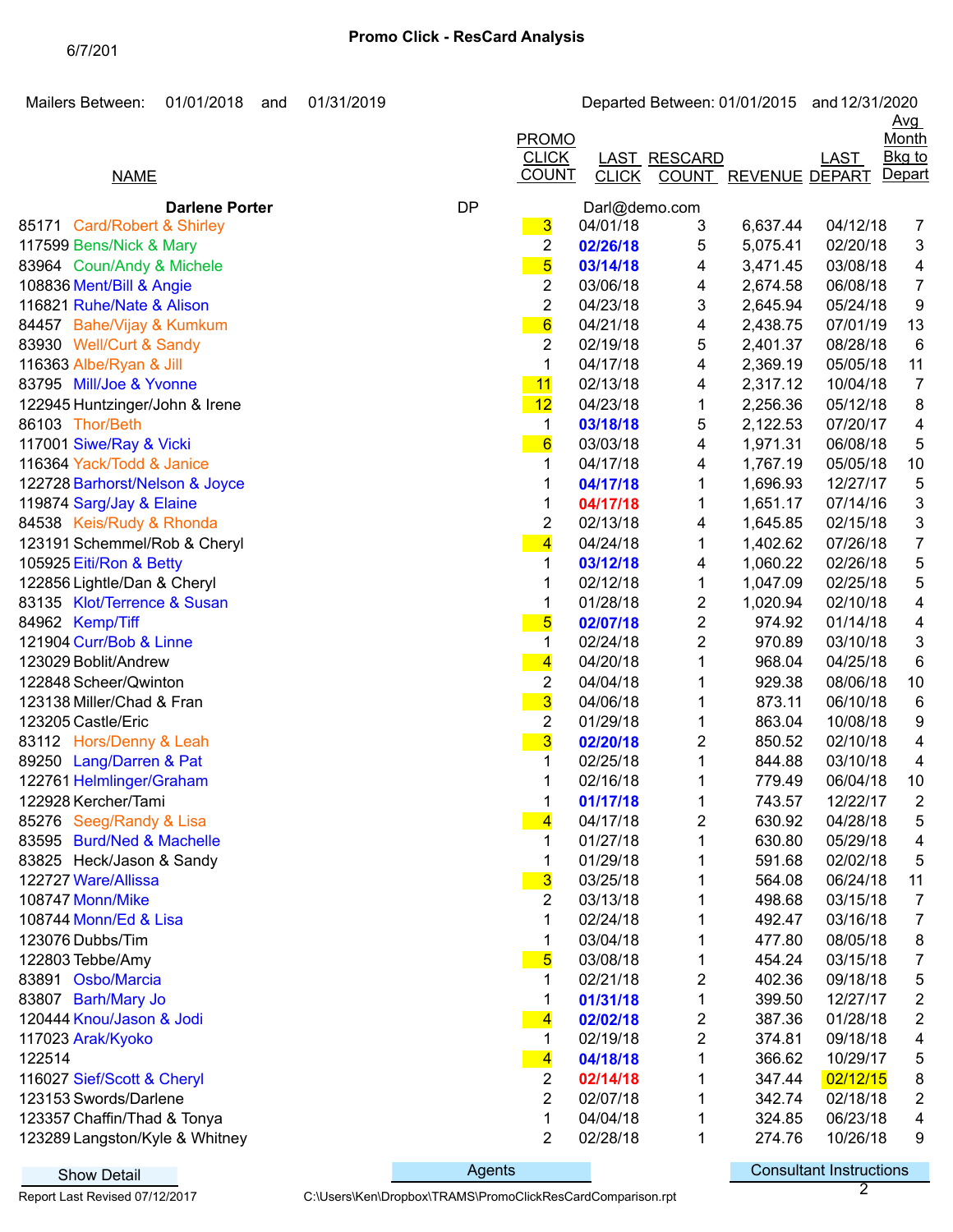6/7/201

# Promo Click - ResCard Analysis

Mailers Between: 01/01/2018 and 01/31/2019

Departed Between: 01/01/2015 and 12/31/2020

| | NAME | | PROMO CLICK COUNT | LAST CLICK | RESCARD COUNT | REVENUE | LAST DEPART | Avg Month Bkg to Depart |
|---|---|---|---|---|---|---|---|---|
| | **Darlene Porter** | DP | | Darl@demo.com | | | | |
| 85171 | Card/Robert & Shirley | | 3 | 04/01/18 | 3 | 6,637.44 | 04/12/18 | 7 |
| 117599 | Bens/Nick & Mary | | 2 | **02/26/18** | 5 | 5,075.41 | 02/20/18 | 3 |
| 83964 | Coun/Andy & Michele | | 5 | **03/14/18** | 4 | 3,471.45 | 03/08/18 | 4 |
| 108836 | Ment/Bill & Angie | | 2 | 03/06/18 | 4 | 2,674.58 | 06/08/18 | 7 |
| 116821 | Ruhe/Nate & Alison | | 2 | 04/23/18 | 3 | 2,645.94 | 05/24/18 | 9 |
| 84457 | Bahe/Vijay & Kumkum | | 6 | 04/21/18 | 4 | 2,438.75 | 07/01/19 | 13 |
| 83930 | Well/Curt & Sandy | | 2 | 02/19/18 | 5 | 2,401.37 | 08/28/18 | 6 |
| 116363 | Albe/Ryan & Jill | | 1 | 04/17/18 | 4 | 2,369.19 | 05/05/18 | 11 |
| 83795 | Mill/Joe & Yvonne | | 11 | 02/13/18 | 4 | 2,317.12 | 10/04/18 | 7 |
| 122945 | Huntzinger/John & Irene | | 12 | 04/23/18 | 1 | 2,256.36 | 05/12/18 | 8 |
| 86103 | Thor/Beth | | 1 | **03/18/18** | 5 | 2,122.53 | 07/20/17 | 4 |
| 117001 | Siwe/Ray & Vicki | | 6 | 03/03/18 | 4 | 1,971.31 | 06/08/18 | 5 |
| 116364 | Yack/Todd & Janice | | 1 | 04/17/18 | 4 | 1,767.19 | 05/05/18 | 10 |
| 122728 | Barhorst/Nelson & Joyce | | 1 | **04/17/18** | 1 | 1,696.93 | 12/27/17 | 5 |
| 119874 | Sarg/Jay & Elaine | | 1 | **04/17/18** | 1 | 1,651.17 | 07/14/16 | 3 |
| 84538 | Keis/Rudy & Rhonda | | 2 | 02/13/18 | 4 | 1,645.85 | 02/15/18 | 3 |
| 123191 | Schemmel/Rob & Cheryl | | 4 | 04/24/18 | 1 | 1,402.62 | 07/26/18 | 7 |
| 105925 | Eiti/Ron & Betty | | 1 | **03/12/18** | 4 | 1,060.22 | 02/26/18 | 5 |
| 122856 | Lightle/Dan & Cheryl | | 1 | 02/12/18 | 1 | 1,047.09 | 02/25/18 | 5 |
| 83135 | Klot/Terrence & Susan | | 1 | 01/28/18 | 2 | 1,020.94 | 02/10/18 | 4 |
| 84962 | Kemp/Tiff | | 5 | **02/07/18** | 2 | 974.92 | 01/14/18 | 4 |
| 121904 | Curr/Bob & Linne | | 1 | 02/24/18 | 2 | 970.89 | 03/10/18 | 3 |
| 123029 | Boblit/Andrew | | 4 | 04/20/18 | 1 | 968.04 | 04/25/18 | 6 |
| 122848 | Scheer/Qwinton | | 2 | 04/04/18 | 1 | 929.38 | 08/06/18 | 10 |
| 123138 | Miller/Chad & Fran | | 3 | 04/06/18 | 1 | 873.11 | 06/10/18 | 6 |
| 123205 | Castle/Eric | | 2 | 01/29/18 | 1 | 863.04 | 10/08/18 | 9 |
| 83112 | Hors/Denny & Leah | | 3 | **02/20/18** | 2 | 850.52 | 02/10/18 | 4 |
| 89250 | Lang/Darren & Pat | | 1 | 02/25/18 | 1 | 844.88 | 03/10/18 | 4 |
| 122761 | Helmlinger/Graham | | 1 | 02/16/18 | 1 | 779.49 | 06/04/18 | 10 |
| 122928 | Kercher/Tami | | 1 | **01/17/18** | 1 | 743.57 | 12/22/17 | 2 |
| 85276 | Seeg/Randy & Lisa | | 4 | 04/17/18 | 2 | 630.92 | 04/28/18 | 5 |
| 83595 | Burd/Ned & Machelle | | 1 | 01/27/18 | 1 | 630.80 | 05/29/18 | 4 |
| 83825 | Heck/Jason & Sandy | | 1 | 01/29/18 | 1 | 591.68 | 02/02/18 | 5 |
| 122727 | Ware/Allissa | | 3 | 03/25/18 | 1 | 564.08 | 06/24/18 | 11 |
| 108747 | Monn/Mike | | 2 | 03/13/18 | 1 | 498.68 | 03/15/18 | 7 |
| 108744 | Monn/Ed & Lisa | | 1 | 02/24/18 | 1 | 492.47 | 03/16/18 | 7 |
| 123076 | Dubbs/Tim | | 1 | 03/04/18 | 1 | 477.80 | 08/05/18 | 8 |
| 122803 | Tebbe/Amy | | 5 | 03/08/18 | 1 | 454.24 | 03/15/18 | 7 |
| 83891 | Osbo/Marcia | | 1 | 02/21/18 | 2 | 402.36 | 09/18/18 | 5 |
| 83807 | Barh/Mary Jo | | 1 | **01/31/18** | 1 | 399.50 | 12/27/17 | 2 |
| 120444 | Knou/Jason & Jodi | | 4 | **02/02/18** | 2 | 387.36 | 01/28/18 | 2 |
| 117023 | Arak/Kyoko | | 1 | 02/19/18 | 2 | 374.81 | 09/18/18 | 4 |
| 122514 | | | 4 | **04/18/18** | 1 | 366.62 | 10/29/17 | 5 |
| 116027 | Sief/Scott & Cheryl | | 2 | **02/14/18** | 1 | 347.44 | 02/12/15 | 8 |
| 123153 | Swords/Darlene | | 2 | 02/07/18 | 1 | 342.74 | 02/18/18 | 2 |
| 123357 | Chaffin/Thad & Tonya | | 1 | 04/04/18 | 1 | 324.85 | 06/23/18 | 4 |
| 123289 | Langston/Kyle & Whitney | | 2 | 02/28/18 | 1 | 274.76 | 10/26/18 | 9 |

Show Detail | Agents | Consultant Instructions

Report Last Revised 07/12/2017

C:\Users\Ken\Dropbox\TRAMS\PromoClickResCardComparison.rpt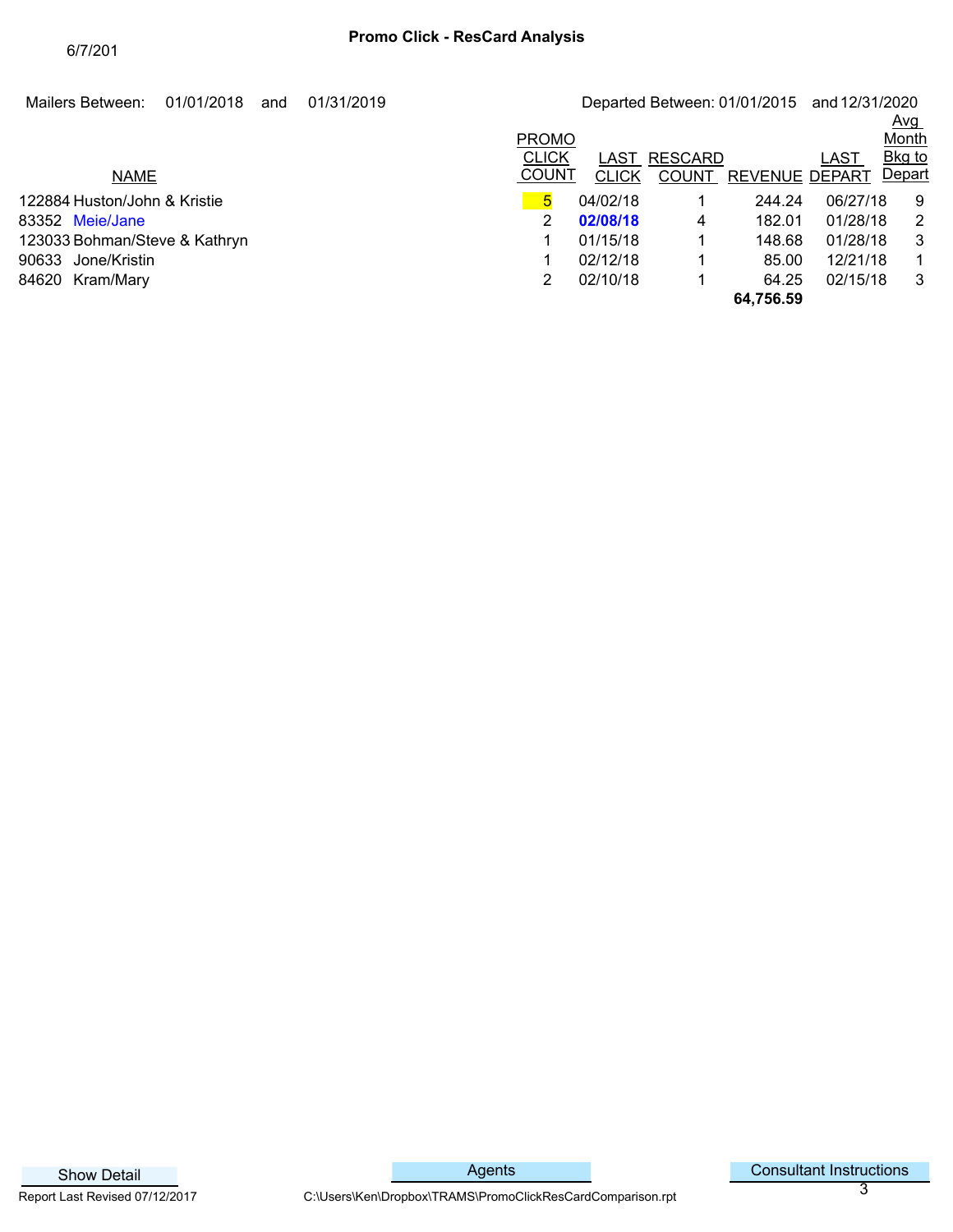6/7/201

# Promo Click - ResCard Analysis

Mailers Between: 01/01/2018 and 01/31/2019

Departed Between: 01/01/2015 and 12/31/2020

| | NAME | PROMO CLICK COUNT | LAST CLICK | RESCARD COUNT | REVENUE | LAST DEPART | Avg Month Bkg to Depart |
|---|---|---|---|---|---|---|---|
| 122884 | Huston/John & Kristie | 5 | 04/02/18 | 1 | 244.24 | 06/27/18 | 9 |
| 83352 | Meie/Jane | 2 | **02/08/18** | 4 | 182.01 | 01/28/18 | 2 |
| 123033 | Bohman/Steve & Kathryn | 1 | 01/15/18 | 1 | 148.68 | 01/28/18 | 3 |
| 90633 | Jone/Kristin | 1 | 02/12/18 | 1 | 85.00 | 12/21/18 | 1 |
| 84620 | Kram/Mary | 2 | 02/10/18 | 1 | 64.25 | 02/15/18 | 3 |
| | | | | | **64,756.59** | | |

Show Detail

Agents

Consultant Instructions

Report Last Revised 07/12/2017

C:\Users\Ken\Dropbox\TRAMS\PromoClickResCardComparison.rpt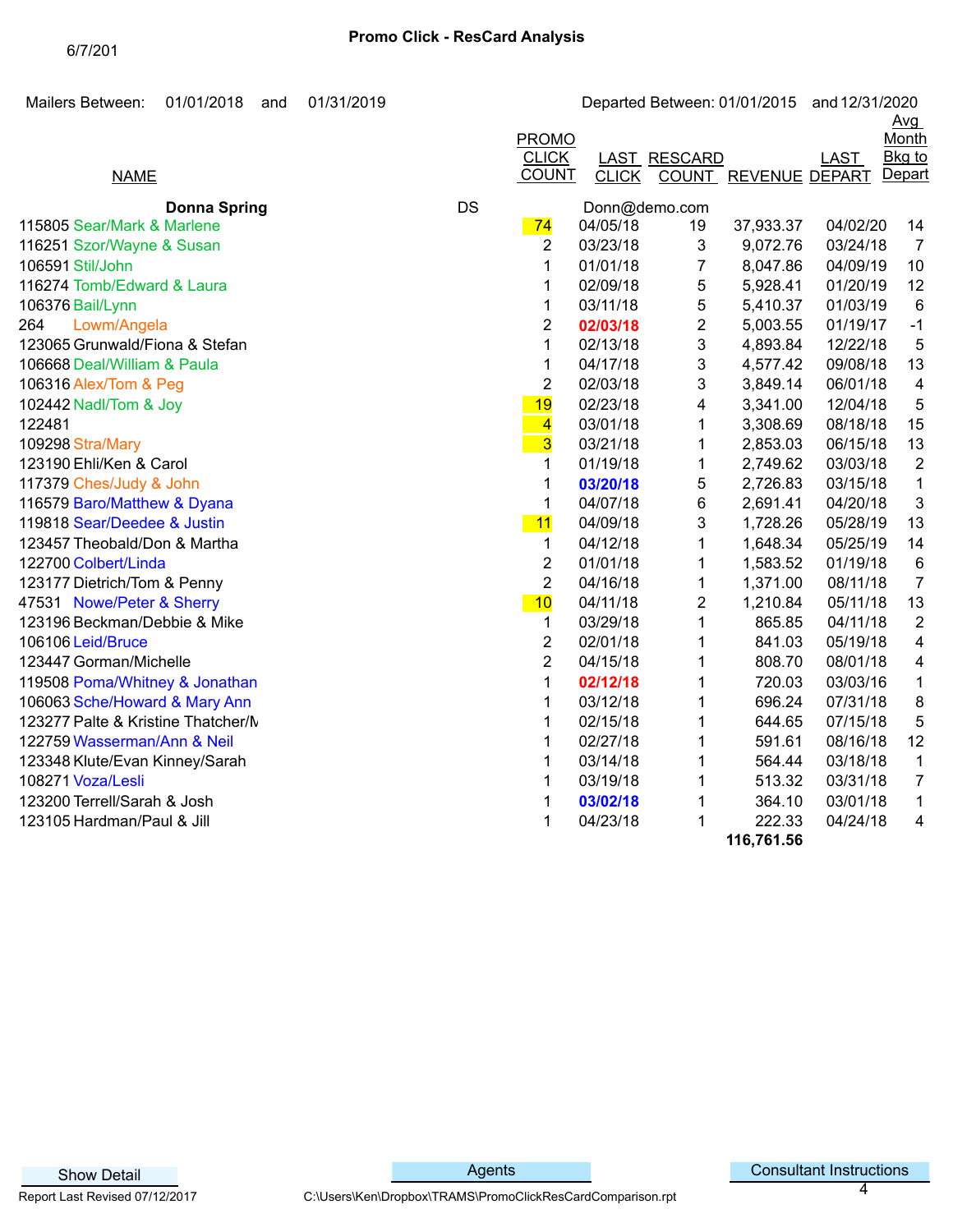6/7/201

# Promo Click - ResCard Analysis

Mailers Between: 01/01/2018 and 01/31/2019 — Departed Between: 01/01/2015 and 12/31/2020

| | NAME | PROMO CLICK COUNT | LAST CLICK | RESCARD COUNT | REVENUE | LAST DEPART | Avg Month Bkg to Depart |
|---|---|---|---|---|---|---|---|
| | **Donna Spring** DS | | Donn@demo.com | | | | |
| 115805 | Sear/Mark & Marlene | 74 | 04/05/18 | 19 | 37,933.37 | 04/02/20 | 14 |
| 116251 | Szor/Wayne & Susan | 2 | 03/23/18 | 3 | 9,072.76 | 03/24/18 | 7 |
| 106591 | Stil/John | 1 | 01/01/18 | 7 | 8,047.86 | 04/09/19 | 10 |
| 116274 | Tomb/Edward & Laura | 1 | 02/09/18 | 5 | 5,928.41 | 01/20/19 | 12 |
| 106376 | Bail/Lynn | 1 | 03/11/18 | 5 | 5,410.37 | 01/03/19 | 6 |
| 264 | Lowm/Angela | 2 | **02/03/18** | 2 | 5,003.55 | 01/19/17 | -1 |
| 123065 | Grunwald/Fiona & Stefan | 1 | 02/13/18 | 3 | 4,893.84 | 12/22/18 | 5 |
| 106668 | Deal/William & Paula | 1 | 04/17/18 | 3 | 4,577.42 | 09/08/18 | 13 |
| 106316 | Alex/Tom & Peg | 2 | 02/03/18 | 3 | 3,849.14 | 06/01/18 | 4 |
| 102442 | Nadl/Tom & Joy | 19 | 02/23/18 | 4 | 3,341.00 | 12/04/18 | 5 |
| 122481 | | 4 | 03/01/18 | 1 | 3,308.69 | 08/18/18 | 15 |
| 109298 | Stra/Mary | 3 | 03/21/18 | 1 | 2,853.03 | 06/15/18 | 13 |
| 123190 | Ehli/Ken & Carol | 1 | 01/19/18 | 1 | 2,749.62 | 03/03/18 | 2 |
| 117379 | Ches/Judy & John | 1 | **03/20/18** | 5 | 2,726.83 | 03/15/18 | 1 |
| 116579 | Baro/Matthew & Dyana | 1 | 04/07/18 | 6 | 2,691.41 | 04/20/18 | 3 |
| 119818 | Sear/Deedee & Justin | 11 | 04/09/18 | 3 | 1,728.26 | 05/28/19 | 13 |
| 123457 | Theobald/Don & Martha | 1 | 04/12/18 | 1 | 1,648.34 | 05/25/19 | 14 |
| 122700 | Colbert/Linda | 2 | 01/01/18 | 1 | 1,583.52 | 01/19/18 | 6 |
| 123177 | Dietrich/Tom & Penny | 2 | 04/16/18 | 1 | 1,371.00 | 08/11/18 | 7 |
| 47531 | Nowe/Peter & Sherry | 10 | 04/11/18 | 2 | 1,210.84 | 05/11/18 | 13 |
| 123196 | Beckman/Debbie & Mike | 1 | 03/29/18 | 1 | 865.85 | 04/11/18 | 2 |
| 106106 | Leid/Bruce | 2 | 02/01/18 | 1 | 841.03 | 05/19/18 | 4 |
| 123447 | Gorman/Michelle | 2 | 04/15/18 | 1 | 808.70 | 08/01/18 | 4 |
| 119508 | Poma/Whitney & Jonathan | 1 | **02/12/18** | 1 | 720.03 | 03/03/16 | 1 |
| 106063 | Sche/Howard & Mary Ann | 1 | 03/12/18 | 1 | 696.24 | 07/31/18 | 8 |
| 123277 | Palte & Kristine Thatcher/M | 1 | 02/15/18 | 1 | 644.65 | 07/15/18 | 5 |
| 122759 | Wasserman/Ann & Neil | 1 | 02/27/18 | 1 | 591.61 | 08/16/18 | 12 |
| 123348 | Klute/Evan Kinney/Sarah | 1 | 03/14/18 | 1 | 564.44 | 03/18/18 | 1 |
| 108271 | Voza/Lesli | 1 | 03/19/18 | 1 | 513.32 | 03/31/18 | 7 |
| 123200 | Terrell/Sarah & Josh | 1 | **03/02/18** | 1 | 364.10 | 03/01/18 | 1 |
| 123105 | Hardman/Paul & Jill | 1 | 04/23/18 | 1 | 222.33 | 04/24/18 | 4 |
| | | | | | **116,761.56** | | |

Show Detail | Agents | Consultant Instructions

Report Last Revised 07/12/2017 — C:\Users\Ken\Dropbox\TRAMS\PromoClickResCardComparison.rpt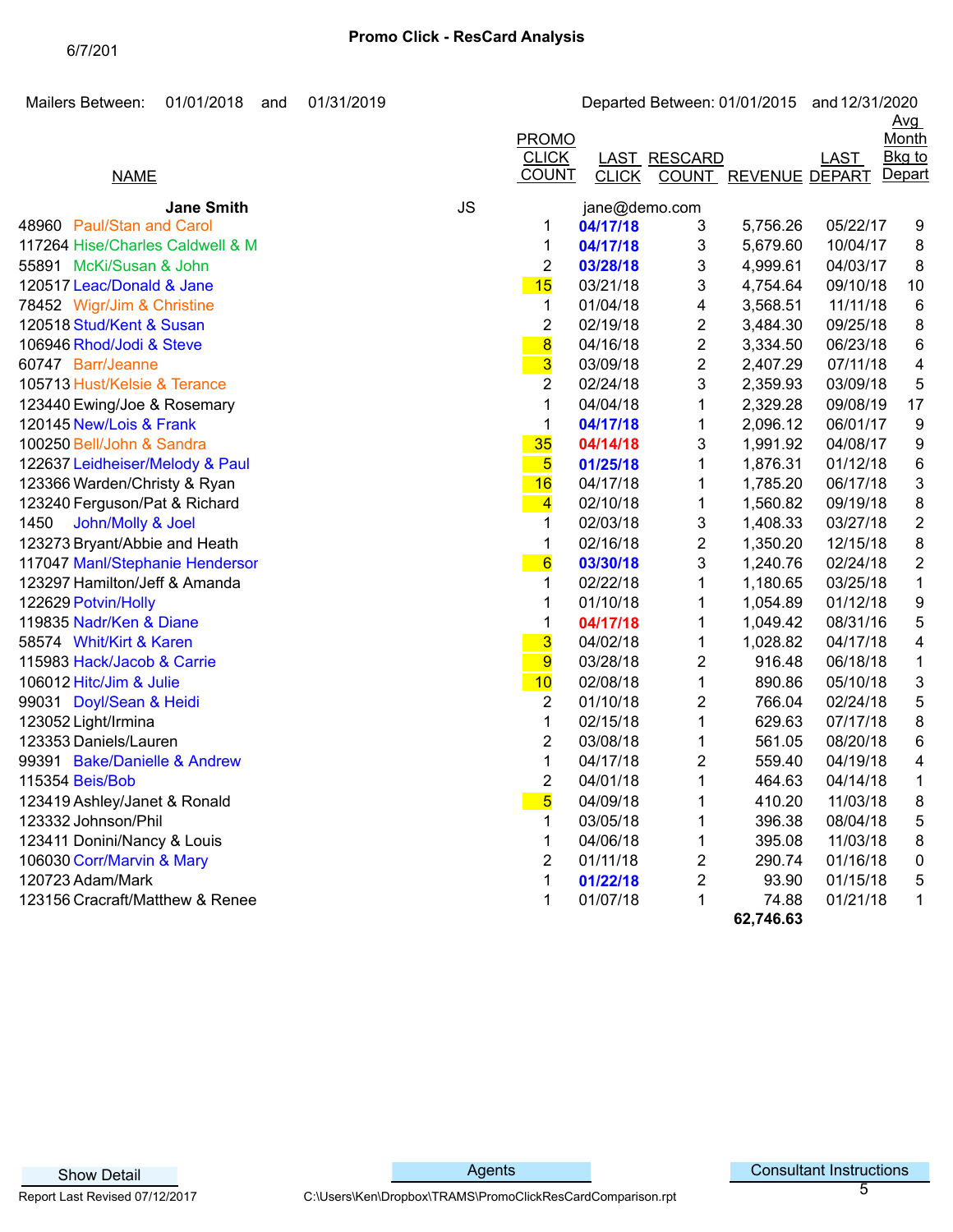6/7/201

**Promo Click - ResCard Analysis**

Mailers Between: 01/01/2018 and 01/31/2019

Departed Between: 01/01/2015 and 12/31/2020

| | NAME | PROMO CLICK COUNT | LAST CLICK | RESCARD COUNT | REVENUE | LAST DEPART | Avg Month Bkg to Depart |
|---|---|---|---|---|---|---|---|
| | **Jane Smith** JS | | jane@demo.com | | | | |
| 48960 | Paul/Stan and Carol | 1 | **04/17/18** | 3 | 5,756.26 | 05/22/17 | 9 |
| 117264 | Hise/Charles Caldwell & M | 1 | **04/17/18** | 3 | 5,679.60 | 10/04/17 | 8 |
| 55891 | McKi/Susan & John | 2 | **03/28/18** | 3 | 4,999.61 | 04/03/17 | 8 |
| 120517 | Leac/Donald & Jane | 15 | 03/21/18 | 3 | 4,754.64 | 09/10/18 | 10 |
| 78452 | Wigr/Jim & Christine | 1 | 01/04/18 | 4 | 3,568.51 | 11/11/18 | 6 |
| 120518 | Stud/Kent & Susan | 2 | 02/19/18 | 2 | 3,484.30 | 09/25/18 | 8 |
| 106946 | Rhod/Jodi & Steve | 8 | 04/16/18 | 2 | 3,334.50 | 06/23/18 | 6 |
| 60747 | Barr/Jeanne | 3 | 03/09/18 | 2 | 2,407.29 | 07/11/18 | 4 |
| 105713 | Hust/Kelsie & Terance | 2 | 02/24/18 | 3 | 2,359.93 | 03/09/18 | 5 |
| 123440 | Ewing/Joe & Rosemary | 1 | 04/04/18 | 1 | 2,329.28 | 09/08/19 | 17 |
| 120145 | New/Lois & Frank | 1 | **04/17/18** | 1 | 2,096.12 | 06/01/17 | 9 |
| 100250 | Bell/John & Sandra | 35 | **04/14/18** | 3 | 1,991.92 | 04/08/17 | 9 |
| 122637 | Leidheiser/Melody & Paul | 5 | **01/25/18** | 1 | 1,876.31 | 01/12/18 | 6 |
| 123366 | Warden/Christy & Ryan | 16 | 04/17/18 | 1 | 1,785.20 | 06/17/18 | 3 |
| 123240 | Ferguson/Pat & Richard | 4 | 02/10/18 | 1 | 1,560.82 | 09/19/18 | 8 |
| 1450 | John/Molly & Joel | 1 | 02/03/18 | 3 | 1,408.33 | 03/27/18 | 2 |
| 123273 | Bryant/Abbie and Heath | 1 | 02/16/18 | 2 | 1,350.20 | 12/15/18 | 8 |
| 117047 | Manl/Stephanie Hendersor | 6 | **03/30/18** | 3 | 1,240.76 | 02/24/18 | 2 |
| 123297 | Hamilton/Jeff & Amanda | 1 | 02/22/18 | 1 | 1,180.65 | 03/25/18 | 1 |
| 122629 | Potvin/Holly | 1 | 01/10/18 | 1 | 1,054.89 | 01/12/18 | 9 |
| 119835 | Nadr/Ken & Diane | 1 | **04/17/18** | 1 | 1,049.42 | 08/31/16 | 5 |
| 58574 | Whit/Kirt & Karen | 3 | 04/02/18 | 1 | 1,028.82 | 04/17/18 | 4 |
| 115983 | Hack/Jacob & Carrie | 9 | 03/28/18 | 2 | 916.48 | 06/18/18 | 1 |
| 106012 | Hitc/Jim & Julie | 10 | 02/08/18 | 1 | 890.86 | 05/10/18 | 3 |
| 99031 | Doyl/Sean & Heidi | 2 | 01/10/18 | 2 | 766.04 | 02/24/18 | 5 |
| 123052 | Light/Irmina | 1 | 02/15/18 | 1 | 629.63 | 07/17/18 | 8 |
| 123353 | Daniels/Lauren | 2 | 03/08/18 | 1 | 561.05 | 08/20/18 | 6 |
| 99391 | Bake/Danielle & Andrew | 1 | 04/17/18 | 2 | 559.40 | 04/19/18 | 4 |
| 115354 | Beis/Bob | 2 | 04/01/18 | 1 | 464.63 | 04/14/18 | 1 |
| 123419 | Ashley/Janet & Ronald | 5 | 04/09/18 | 1 | 410.20 | 11/03/18 | 8 |
| 123332 | Johnson/Phil | 1 | 03/05/18 | 1 | 396.38 | 08/04/18 | 5 |
| 123411 | Donini/Nancy & Louis | 1 | 04/06/18 | 1 | 395.08 | 11/03/18 | 8 |
| 106030 | Corr/Marvin & Mary | 2 | 01/11/18 | 2 | 290.74 | 01/16/18 | 0 |
| 120723 | Adam/Mark | 1 | **01/22/18** | 2 | 93.90 | 01/15/18 | 5 |
| 123156 | Cracraft/Matthew & Renee | 1 | 01/07/18 | 1 | 74.88 | 01/21/18 | 1 |
| | | | | | **62,746.63** | | |

Show Detail | Agents | Consultant Instructions

Report Last Revised 07/12/2017

C:\Users\Ken\Dropbox\TRAMS\PromoClickResCardComparison.rpt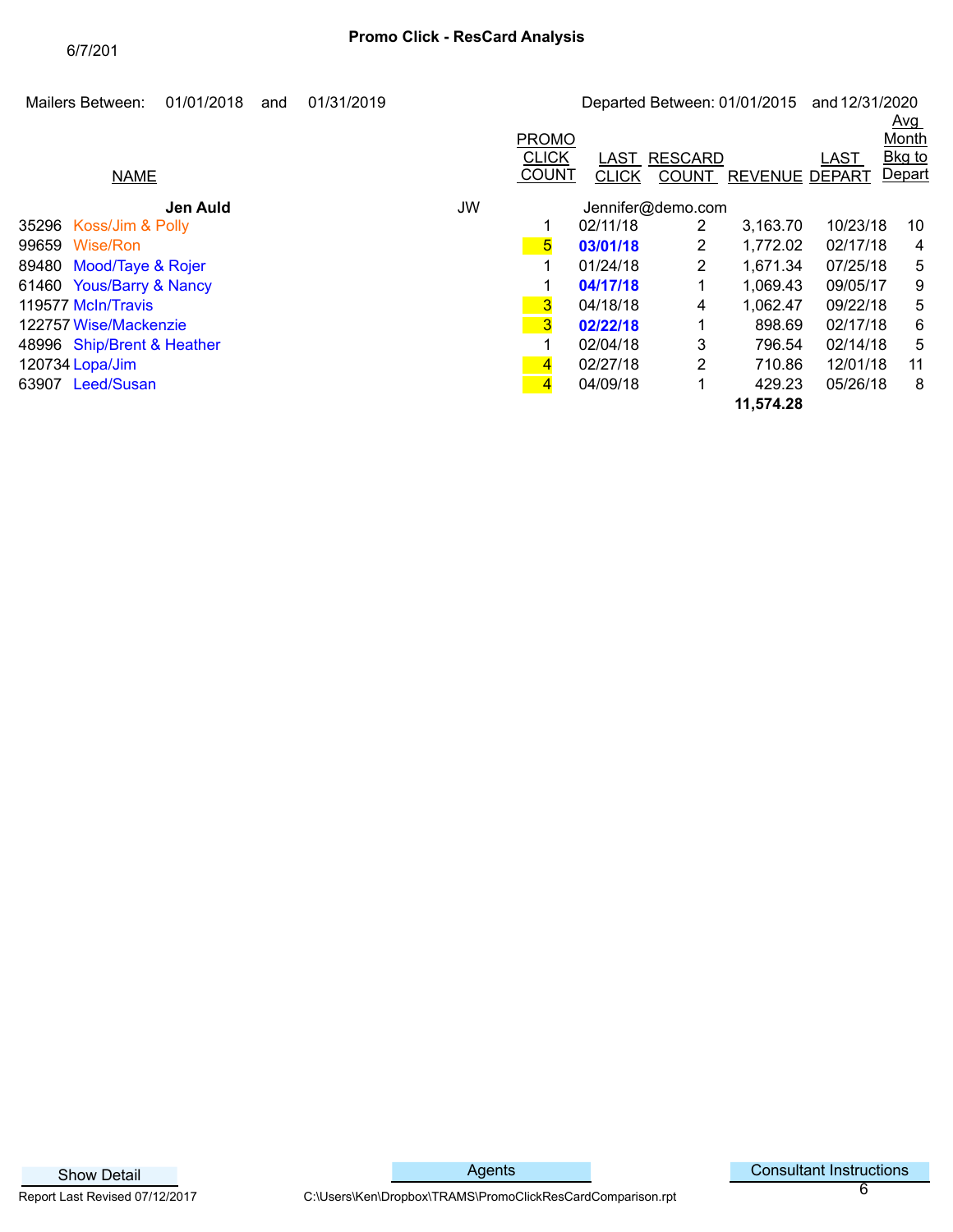6/7/201

# Promo Click - ResCard Analysis

Mailers Between: 01/01/2018 and 01/31/2019

Departed Between: 01/01/2015 and 12/31/2020

| | NAME | | PROMO CLICK COUNT | LAST CLICK | RESCARD COUNT | REVENUE | LAST DEPART | Avg Month Bkg to Depart |
|---|---|---|---|---|---|---|---|---|
| | **Jen Auld** | JW | | Jennifer@demo.com | | | | |
| 35296 | Koss/Jim & Polly | | 1 | 02/11/18 | 2 | 3,163.70 | 10/23/18 | 10 |
| 99659 | Wise/Ron | | 5 | **03/01/18** | 2 | 1,772.02 | 02/17/18 | 4 |
| 89480 | Mood/Taye & Rojer | | 1 | 01/24/18 | 2 | 1,671.34 | 07/25/18 | 5 |
| 61460 | Yous/Barry & Nancy | | 1 | **04/17/18** | 1 | 1,069.43 | 09/05/17 | 9 |
| 119577 | McIn/Travis | | 3 | 04/18/18 | 4 | 1,062.47 | 09/22/18 | 5 |
| 122757 | Wise/Mackenzie | | 3 | **02/22/18** | 1 | 898.69 | 02/17/18 | 6 |
| 48996 | Ship/Brent & Heather | | 1 | 02/04/18 | 3 | 796.54 | 02/14/18 | 5 |
| 120734 | Lopa/Jim | | 4 | 02/27/18 | 2 | 710.86 | 12/01/18 | 11 |
| 63907 | Leed/Susan | | 4 | 04/09/18 | 1 | 429.23 | 05/26/18 | 8 |
| | | | | | | **11,574.28** | | |

Show Detail

Agents

Consultant Instructions

Report Last Revised 07/12/2017

C:\Users\Ken\Dropbox\TRAMS\PromoClickResCardComparison.rpt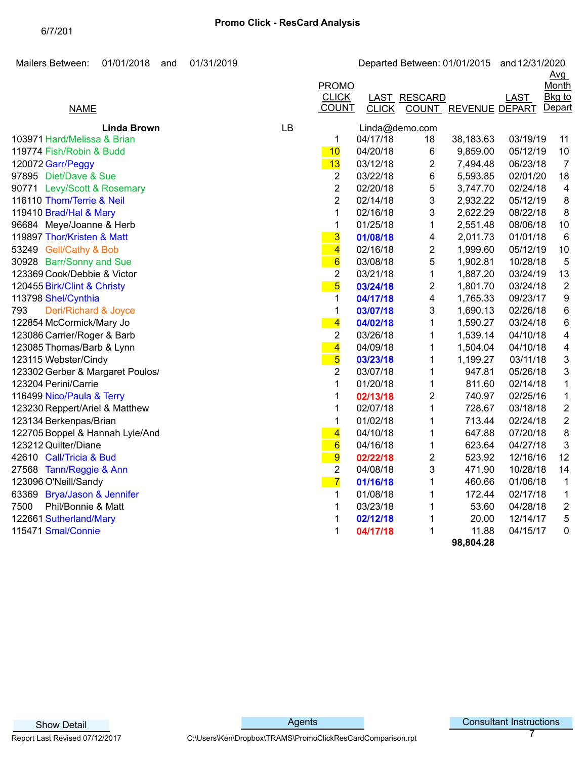6/7/201

**Promo Click - ResCard Analysis**

Mailers Between: 01/01/2018 and 01/31/2019

Departed Between: 01/01/2015 and 12/31/2020

| | NAME | PROMO CLICK COUNT | LAST CLICK | RESCARD COUNT | REVENUE | LAST DEPART | Avg Month Bkg to Depart |
|---|---|---|---|---|---|---|---|
| | **Linda Brown** LB | | Linda@demo.com | | | | |
| 103971 | Hard/Melissa & Brian | 1 | 04/17/18 | 18 | 38,183.63 | 03/19/19 | 11 |
| 119774 | Fish/Robin & Budd | 10 | 04/20/18 | 6 | 9,859.00 | 05/12/19 | 10 |
| 120072 | Garr/Peggy | 13 | 03/12/18 | 2 | 7,494.48 | 06/23/18 | 7 |
| 97895 | Diet/Dave & Sue | 2 | 03/22/18 | 6 | 5,593.85 | 02/01/20 | 18 |
| 90771 | Levy/Scott & Rosemary | 2 | 02/20/18 | 5 | 3,747.70 | 02/24/18 | 4 |
| 116110 | Thom/Terrie & Neil | 2 | 02/14/18 | 3 | 2,932.22 | 05/12/19 | 8 |
| 119410 | Brad/Hal & Mary | 1 | 02/16/18 | 3 | 2,622.29 | 08/22/18 | 8 |
| 96684 | Meye/Joanne & Herb | 1 | 01/25/18 | 1 | 2,551.48 | 08/06/18 | 10 |
| 119897 | Thor/Kristen & Matt | 3 | **01/08/18** | 4 | 2,011.73 | 01/01/18 | 6 |
| 53249 | Gell/Cathy & Bob | 4 | 02/16/18 | 2 | 1,999.60 | 05/12/19 | 10 |
| 30928 | Barr/Sonny and Sue | 6 | 03/08/18 | 5 | 1,902.81 | 10/28/18 | 5 |
| 123369 | Cook/Debbie & Victor | 2 | 03/21/18 | 1 | 1,887.20 | 03/24/19 | 13 |
| 120455 | Birk/Clint & Christy | 5 | **03/24/18** | 2 | 1,801.70 | 03/24/18 | 2 |
| 113798 | Shel/Cynthia | 1 | **04/17/18** | 4 | 1,765.33 | 09/23/17 | 9 |
| 793 | Deri/Richard & Joyce | 1 | **03/07/18** | 3 | 1,690.13 | 02/26/18 | 6 |
| 122854 | McCormick/Mary Jo | 4 | **04/02/18** | 1 | 1,590.27 | 03/24/18 | 6 |
| 123086 | Carrier/Roger & Barb | 2 | 03/26/18 | 1 | 1,539.14 | 04/10/18 | 4 |
| 123085 | Thomas/Barb & Lynn | 4 | 04/09/18 | 1 | 1,504.04 | 04/10/18 | 4 |
| 123115 | Webster/Cindy | 5 | **03/23/18** | 1 | 1,199.27 | 03/11/18 | 3 |
| 123302 | Gerber & Margaret Poulos/ | 2 | 03/07/18 | 1 | 947.81 | 05/26/18 | 3 |
| 123204 | Perini/Carrie | 1 | 01/20/18 | 1 | 811.60 | 02/14/18 | 1 |
| 116499 | Nico/Paula & Terry | 1 | **02/13/18** | 2 | 740.97 | 02/25/16 | 1 |
| 123230 | Reppert/Ariel & Matthew | 1 | 02/07/18 | 1 | 728.67 | 03/18/18 | 2 |
| 123134 | Berkenpas/Brian | 1 | 01/02/18 | 1 | 713.44 | 02/24/18 | 2 |
| 122705 | Boppel & Hannah Lyle/And | 4 | 04/10/18 | 1 | 647.88 | 07/20/18 | 8 |
| 123212 | Quilter/Diane | 6 | 04/16/18 | 1 | 623.64 | 04/27/18 | 3 |
| 42610 | Call/Tricia & Bud | 9 | **02/22/18** | 2 | 523.92 | 12/16/16 | 12 |
| 27568 | Tann/Reggie & Ann | 2 | 04/08/18 | 3 | 471.90 | 10/28/18 | 14 |
| 123096 | O'Neill/Sandy | 7 | **01/16/18** | 1 | 460.66 | 01/06/18 | 1 |
| 63369 | Brya/Jason & Jennifer | 1 | 01/08/18 | 1 | 172.44 | 02/17/18 | 1 |
| 7500 | Phil/Bonnie & Matt | 1 | 03/23/18 | 1 | 53.60 | 04/28/18 | 2 |
| 122661 | Sutherland/Mary | 1 | **02/12/18** | 1 | 20.00 | 12/14/17 | 5 |
| 115471 | Smal/Connie | 1 | **04/17/18** | 1 | 11.88 | 04/15/17 | 0 |
| | | | | | **98,804.28** | | |

Show Detail | Agents | Consultant Instructions

Report Last Revised 07/12/2017

C:\Users\Ken\Dropbox\TRAMS\PromoClickResCardComparison.rpt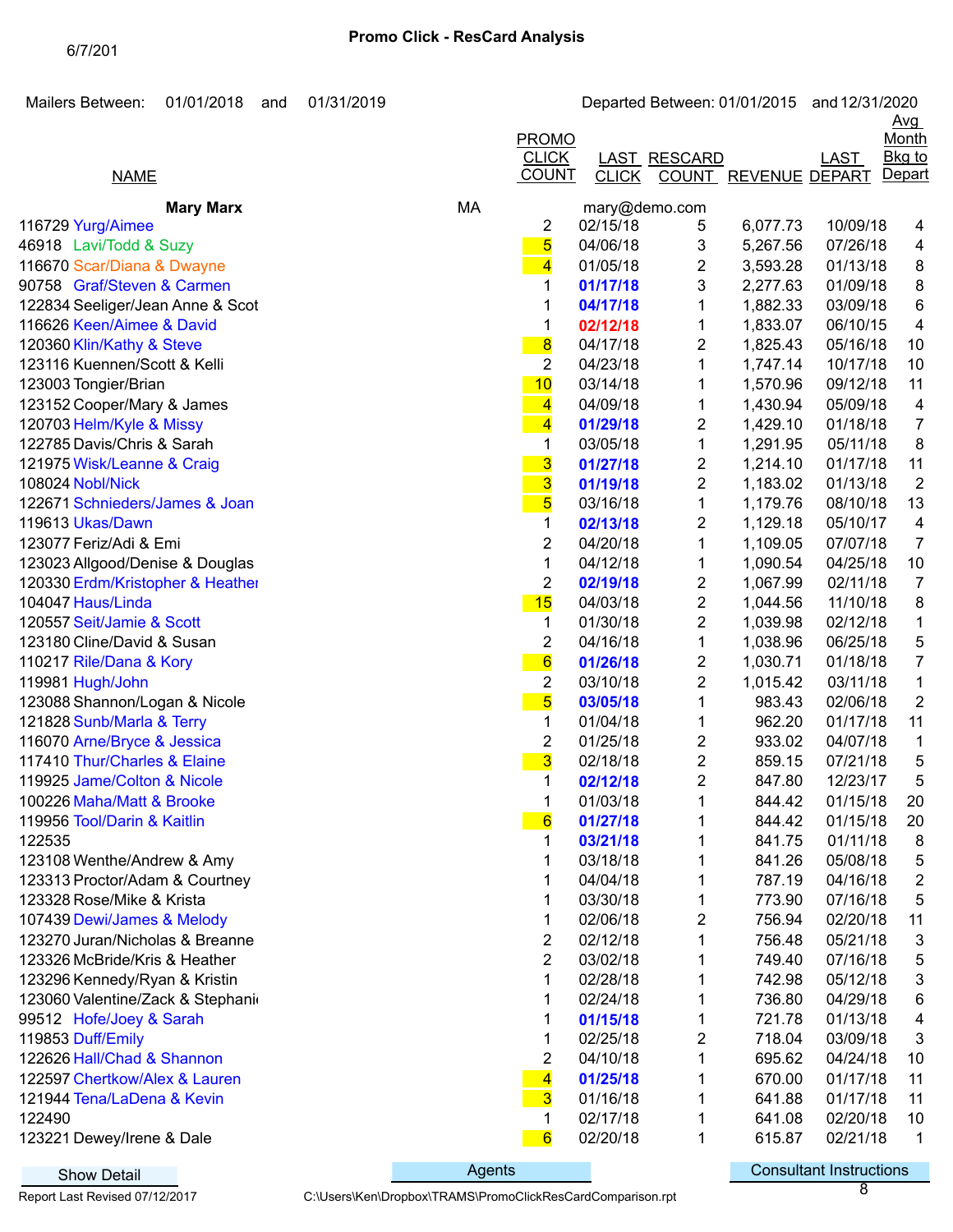6/7/201

## Promo Click - ResCard Analysis

Mailers Between: 01/01/2018 and 01/31/2019

Departed Between: 01/01/2015 and 12/31/2020

| | NAME | | PROMO CLICK COUNT | LAST CLICK | RESCARD COUNT | REVENUE | LAST DEPART | Avg Month Bkg to Depart |
|---|---|---|---|---|---|---|---|---|
| | **Mary Marx** | MA | | mary@demo.com | | | | |
| 116729 | Yurg/Aimee | | 2 | 02/15/18 | 5 | 6,077.73 | 10/09/18 | 4 |
| 46918 | Lavi/Todd & Suzy | | 5 | 04/06/18 | 3 | 5,267.56 | 07/26/18 | 4 |
| 116670 | Scar/Diana & Dwayne | | 4 | 01/05/18 | 2 | 3,593.28 | 01/13/18 | 8 |
| 90758 | Graf/Steven & Carmen | | 1 | **01/17/18** | 3 | 2,277.63 | 01/09/18 | 8 |
| 122834 | Seeliger/Jean Anne & Scot | | 1 | **04/17/18** | 1 | 1,882.33 | 03/09/18 | 6 |
| 116626 | Keen/Aimee & David | | 1 | **02/12/18** | 1 | 1,833.07 | 06/10/15 | 4 |
| 120360 | Klin/Kathy & Steve | | 8 | 04/17/18 | 2 | 1,825.43 | 05/16/18 | 10 |
| 123116 | Kuennen/Scott & Kelli | | 2 | 04/23/18 | 1 | 1,747.14 | 10/17/18 | 10 |
| 123003 | Tongier/Brian | | 10 | 03/14/18 | 1 | 1,570.96 | 09/12/18 | 11 |
| 123152 | Cooper/Mary & James | | 4 | 04/09/18 | 1 | 1,430.94 | 05/09/18 | 4 |
| 120703 | Helm/Kyle & Missy | | 4 | **01/29/18** | 2 | 1,429.10 | 01/18/18 | 7 |
| 122785 | Davis/Chris & Sarah | | 1 | 03/05/18 | 1 | 1,291.95 | 05/11/18 | 8 |
| 121975 | Wisk/Leanne & Craig | | 3 | **01/27/18** | 2 | 1,214.10 | 01/17/18 | 11 |
| 108024 | Nobl/Nick | | 3 | **01/19/18** | 2 | 1,183.02 | 01/13/18 | 2 |
| 122671 | Schnieders/James & Joan | | 5 | 03/16/18 | 1 | 1,179.76 | 08/10/18 | 13 |
| 119613 | Ukas/Dawn | | 1 | **02/13/18** | 2 | 1,129.18 | 05/10/17 | 4 |
| 123077 | Feriz/Adi & Emi | | 2 | 04/20/18 | 1 | 1,109.05 | 07/07/18 | 7 |
| 123023 | Allgood/Denise & Douglas | | 1 | 04/12/18 | 1 | 1,090.54 | 04/25/18 | 10 |
| 120330 | Erdm/Kristopher & Heather | | 2 | **02/19/18** | 2 | 1,067.99 | 02/11/18 | 7 |
| 104047 | Haus/Linda | | 15 | 04/03/18 | 2 | 1,044.56 | 11/10/18 | 8 |
| 120557 | Seit/Jamie & Scott | | 1 | 01/30/18 | 2 | 1,039.98 | 02/12/18 | 1 |
| 123180 | Cline/David & Susan | | 2 | 04/16/18 | 1 | 1,038.96 | 06/25/18 | 5 |
| 110217 | Rile/Dana & Kory | | 6 | **01/26/18** | 2 | 1,030.71 | 01/18/18 | 7 |
| 119981 | Hugh/John | | 2 | 03/10/18 | 2 | 1,015.42 | 03/11/18 | 1 |
| 123088 | Shannon/Logan & Nicole | | 5 | **03/05/18** | 1 | 983.43 | 02/06/18 | 2 |
| 121828 | Sunb/Marla & Terry | | 1 | 01/04/18 | 1 | 962.20 | 01/17/18 | 11 |
| 116070 | Arne/Bryce & Jessica | | 2 | 01/25/18 | 2 | 933.02 | 04/07/18 | 1 |
| 117410 | Thur/Charles & Elaine | | 3 | 02/18/18 | 2 | 859.15 | 07/21/18 | 5 |
| 119925 | Jame/Colton & Nicole | | 1 | **02/12/18** | 2 | 847.80 | 12/23/17 | 5 |
| 100226 | Maha/Matt & Brooke | | 1 | 01/03/18 | 1 | 844.42 | 01/15/18 | 20 |
| 119956 | Tool/Darin & Kaitlin | | 6 | **01/27/18** | 1 | 844.42 | 01/15/18 | 20 |
| 122535 | | | 1 | **03/21/18** | 1 | 841.75 | 01/11/18 | 8 |
| 123108 | Wenthe/Andrew & Amy | | 1 | 03/18/18 | 1 | 841.26 | 05/08/18 | 5 |
| 123313 | Proctor/Adam & Courtney | | 1 | 04/04/18 | 1 | 787.19 | 04/16/18 | 2 |
| 123328 | Rose/Mike & Krista | | 1 | 03/30/18 | 1 | 773.90 | 07/16/18 | 5 |
| 107439 | Dewi/James & Melody | | 1 | 02/06/18 | 2 | 756.94 | 02/20/18 | 11 |
| 123270 | Juran/Nicholas & Breanne | | 2 | 02/12/18 | 1 | 756.48 | 05/21/18 | 3 |
| 123326 | McBride/Kris & Heather | | 2 | 03/02/18 | 1 | 749.40 | 07/16/18 | 5 |
| 123296 | Kennedy/Ryan & Kristin | | 1 | 02/28/18 | 1 | 742.98 | 05/12/18 | 3 |
| 123060 | Valentine/Zack & Stephanie | | 1 | 02/24/18 | 1 | 736.80 | 04/29/18 | 6 |
| 99512 | Hofe/Joey & Sarah | | 1 | **01/15/18** | 1 | 721.78 | 01/13/18 | 4 |
| 119853 | Duff/Emily | | 1 | 02/25/18 | 2 | 718.04 | 03/09/18 | 3 |
| 122626 | Hall/Chad & Shannon | | 2 | 04/10/18 | 1 | 695.62 | 04/24/18 | 10 |
| 122597 | Chertkow/Alex & Lauren | | 4 | **01/25/18** | 1 | 670.00 | 01/17/18 | 11 |
| 121944 | Tena/LaDena & Kevin | | 3 | 01/16/18 | 1 | 641.88 | 01/17/18 | 11 |
| 122490 | | | 1 | 02/17/18 | 1 | 641.08 | 02/20/18 | 10 |
| 123221 | Dewey/Irene & Dale | | 6 | 02/20/18 | 1 | 615.87 | 02/21/18 | 1 |

Show Detail | Agents | Consultant Instructions

Report Last Revised 07/12/2017

C:\Users\Ken\Dropbox\TRAMS\PromoClickResCardComparison.rpt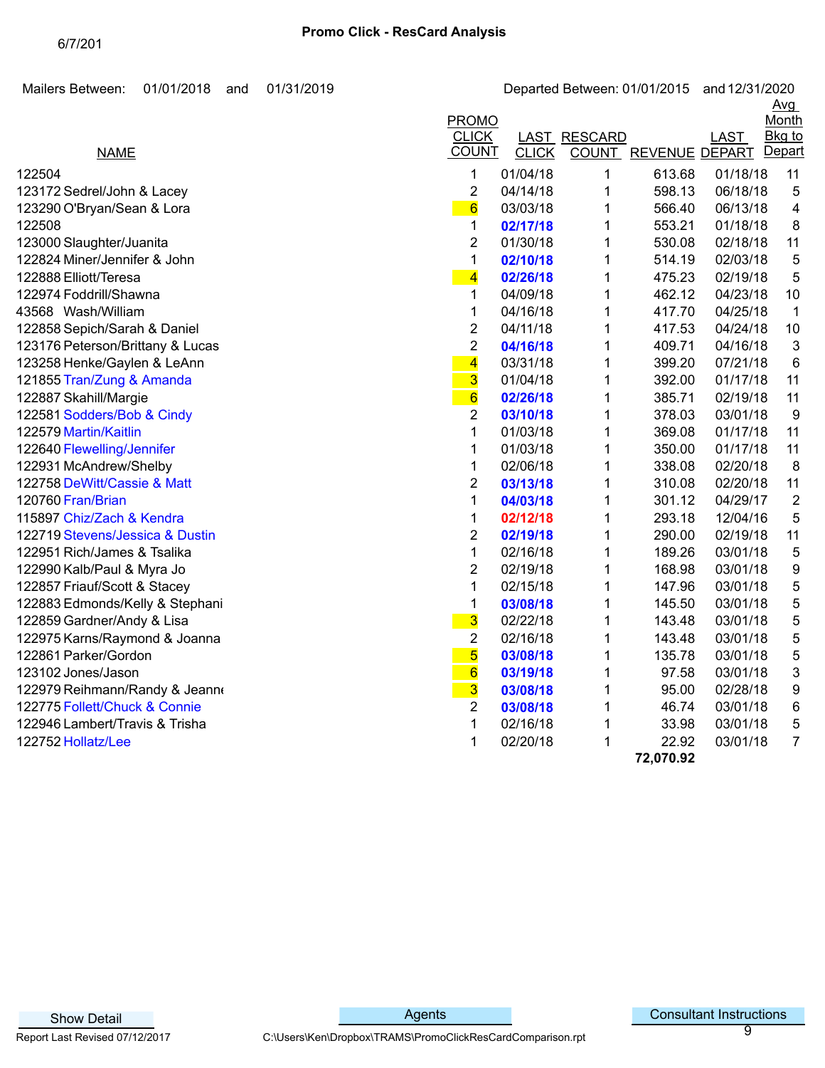6/7/201

# Promo Click - ResCard Analysis

Mailers Between: 01/01/2018 and 01/31/2019 Departed Between: 01/01/2015 and 12/31/2020

| NAME | PROMO CLICK COUNT | LAST CLICK | RESCARD COUNT | REVENUE | LAST DEPART | Avg Month Bkg to Depart |
|---|---|---|---|---|---|---|
| 122504 | 1 | 01/04/18 | 1 | 613.68 | 01/18/18 | 11 |
| 123172 Sedrel/John & Lacey | 2 | 04/14/18 | 1 | 598.13 | 06/18/18 | 5 |
| 123290 O'Bryan/Sean & Lora | 6 | 03/03/18 | 1 | 566.40 | 06/13/18 | 4 |
| 122508 | 1 | **02/17/18** | 1 | 553.21 | 01/18/18 | 8 |
| 123000 Slaughter/Juanita | 2 | 01/30/18 | 1 | 530.08 | 02/18/18 | 11 |
| 122824 Miner/Jennifer & John | 1 | **02/10/18** | 1 | 514.19 | 02/03/18 | 5 |
| 122888 Elliott/Teresa | 4 | **02/26/18** | 1 | 475.23 | 02/19/18 | 5 |
| 122974 Foddrill/Shawna | 1 | 04/09/18 | 1 | 462.12 | 04/23/18 | 10 |
| 43568 Wash/William | 1 | 04/16/18 | 1 | 417.70 | 04/25/18 | 1 |
| 122858 Sepich/Sarah & Daniel | 2 | 04/11/18 | 1 | 417.53 | 04/24/18 | 10 |
| 123176 Peterson/Brittany & Lucas | 2 | **04/16/18** | 1 | 409.71 | 04/16/18 | 3 |
| 123258 Henke/Gaylen & LeAnn | 4 | 03/31/18 | 1 | 399.20 | 07/21/18 | 6 |
| 121855 Tran/Zung & Amanda | 3 | 01/04/18 | 1 | 392.00 | 01/17/18 | 11 |
| 122887 Skahill/Margie | 6 | **02/26/18** | 1 | 385.71 | 02/19/18 | 11 |
| 122581 Sodders/Bob & Cindy | 2 | **03/10/18** | 1 | 378.03 | 03/01/18 | 9 |
| 122579 Martin/Kaitlin | 1 | 01/03/18 | 1 | 369.08 | 01/17/18 | 11 |
| 122640 Flewelling/Jennifer | 1 | 01/03/18 | 1 | 350.00 | 01/17/18 | 11 |
| 122931 McAndrew/Shelby | 1 | 02/06/18 | 1 | 338.08 | 02/20/18 | 8 |
| 122758 DeWitt/Cassie & Matt | 2 | **03/13/18** | 1 | 310.08 | 02/20/18 | 11 |
| 120760 Fran/Brian | 1 | **04/03/18** | 1 | 301.12 | 04/29/17 | 2 |
| 115897 Chiz/Zach & Kendra | 1 | **02/12/18** | 1 | 293.18 | 12/04/16 | 5 |
| 122719 Stevens/Jessica & Dustin | 2 | **02/19/18** | 1 | 290.00 | 02/19/18 | 11 |
| 122951 Rich/James & Tsalika | 1 | 02/16/18 | 1 | 189.26 | 03/01/18 | 5 |
| 122990 Kalb/Paul & Myra Jo | 2 | 02/19/18 | 1 | 168.98 | 03/01/18 | 9 |
| 122857 Friauf/Scott & Stacey | 1 | 02/15/18 | 1 | 147.96 | 03/01/18 | 5 |
| 122883 Edmonds/Kelly & Stephani | 1 | **03/08/18** | 1 | 145.50 | 03/01/18 | 5 |
| 122859 Gardner/Andy & Lisa | 3 | 02/22/18 | 1 | 143.48 | 03/01/18 | 5 |
| 122975 Karns/Raymond & Joanna | 2 | 02/16/18 | 1 | 143.48 | 03/01/18 | 5 |
| 122861 Parker/Gordon | 5 | **03/08/18** | 1 | 135.78 | 03/01/18 | 5 |
| 123102 Jones/Jason | 6 | **03/19/18** | 1 | 97.58 | 03/01/18 | 3 |
| 122979 Reihmann/Randy & Jeanne | 3 | **03/08/18** | 1 | 95.00 | 02/28/18 | 9 |
| 122775 Follett/Chuck & Connie | 2 | **03/08/18** | 1 | 46.74 | 03/01/18 | 6 |
| 122946 Lambert/Travis & Trisha | 1 | 02/16/18 | 1 | 33.98 | 03/01/18 | 5 |
| 122752 Hollatz/Lee | 1 | 02/20/18 | 1 | 22.92 | 03/01/18 | 7 |
| | | | | **72,070.92** | | |

Show Detail | Agents | Consultant Instructions

Report Last Revised 07/12/2017 C:\Users\Ken\Dropbox\TRAMS\PromoClickResCardComparison.rpt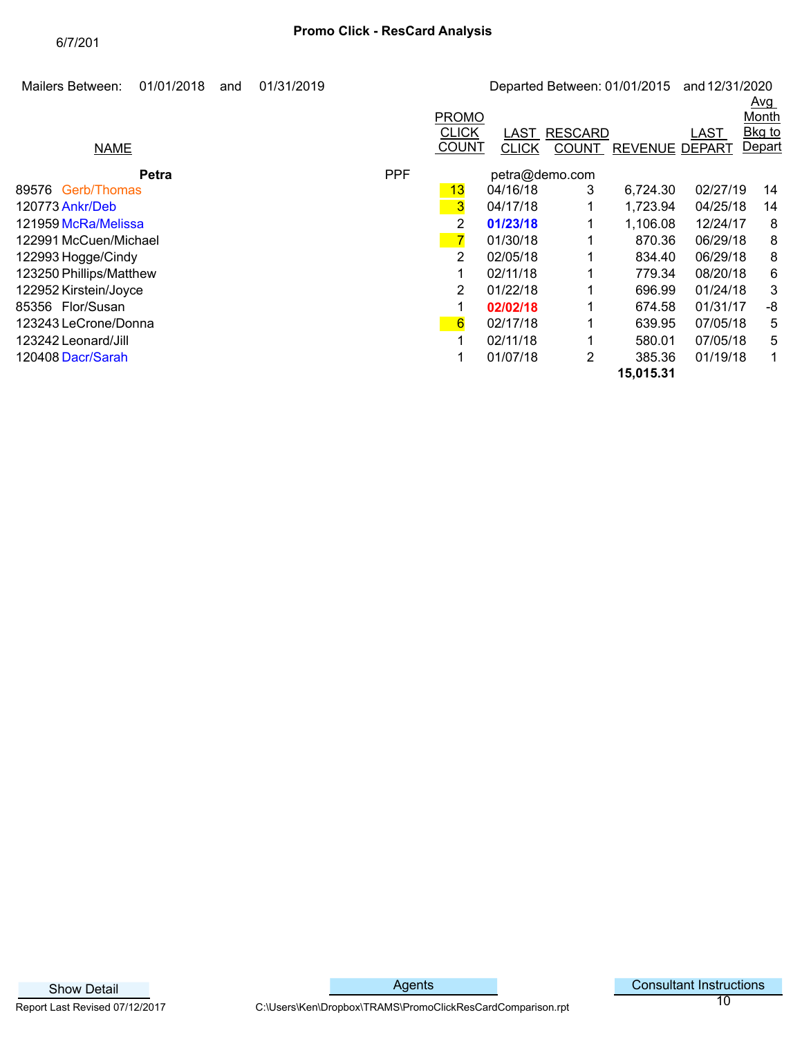6/7/201

# Promo Click - ResCard Analysis

Mailers Between: 01/01/2018 and 01/31/2019

Departed Between: 01/01/2015 and 12/31/2020

| | NAME | PROMO CLICK COUNT | LAST CLICK | RESCARD COUNT | REVENUE | LAST DEPART | Avg Month Bkg to Depart |
|---|---|---|---|---|---|---|---|
| | **Petra** PPF | | petra@demo.com | | | | |
| 89576 | Gerb/Thomas | 13 | 04/16/18 | 3 | 6,724.30 | 02/27/19 | 14 |
| 120773 | Ankr/Deb | 3 | 04/17/18 | 1 | 1,723.94 | 04/25/18 | 14 |
| 121959 | McRa/Melissa | 2 | **01/23/18** | 1 | 1,106.08 | 12/24/17 | 8 |
| 122991 | McCuen/Michael | 7 | 01/30/18 | 1 | 870.36 | 06/29/18 | 8 |
| 122993 | Hogge/Cindy | 2 | 02/05/18 | 1 | 834.40 | 06/29/18 | 8 |
| 123250 | Phillips/Matthew | 1 | 02/11/18 | 1 | 779.34 | 08/20/18 | 6 |
| 122952 | Kirstein/Joyce | 2 | 01/22/18 | 1 | 696.99 | 01/24/18 | 3 |
| 85356 | Flor/Susan | 1 | **02/02/18** | 1 | 674.58 | 01/31/17 | -8 |
| 123243 | LeCrone/Donna | 6 | 02/17/18 | 1 | 639.95 | 07/05/18 | 5 |
| 123242 | Leonard/Jill | 1 | 02/11/18 | 1 | 580.01 | 07/05/18 | 5 |
| 120408 | Dacr/Sarah | 1 | 01/07/18 | 2 | 385.36 | 01/19/18 | 1 |
| | | | | | **15,015.31** | | |

Show Detail | Agents | Consultant Instructions

Report Last Revised 07/12/2017

C:\Users\Ken\Dropbox\TRAMS\PromoClickResCardComparison.rpt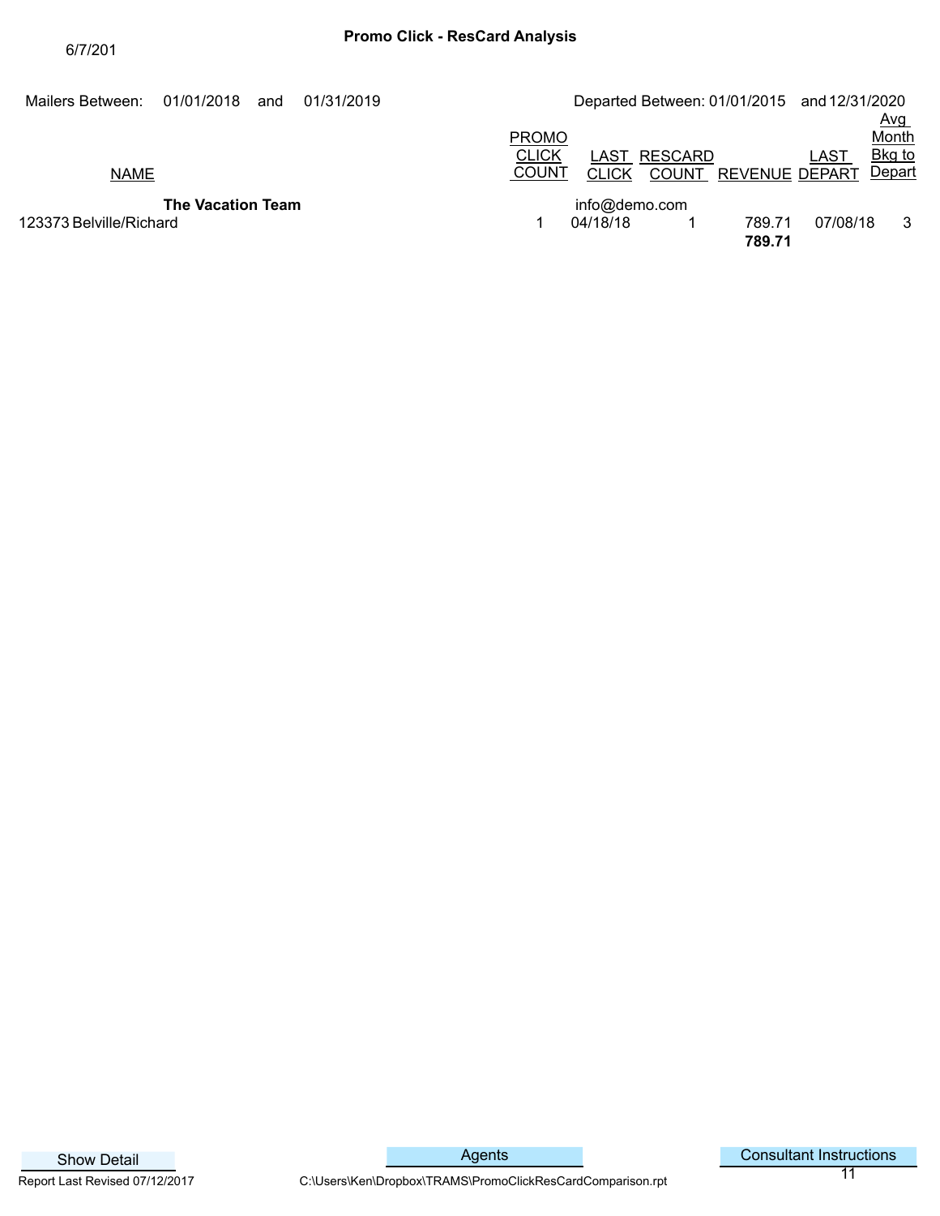6/7/201

# Promo Click - ResCard Analysis

Mailers Between: 01/01/2018 and 01/31/2019

Departed Between: 01/01/2015 and 12/31/2020

| NAME | PROMO CLICK COUNT | LAST CLICK | RESCARD COUNT | REVENUE | LAST DEPART | Avg Month Bkg to Depart |
|---|---|---|---|---|---|---|
| **The Vacation Team** | | info@demo.com | | | | |
| 123373 Belville/Richard | 1 | 04/18/18 | 1 | 789.71 | 07/08/18 | 3 |
| | | | | **789.71** | | |

Show Detail

Agents

Consultant Instructions

Report Last Revised 07/12/2017

C:\Users\Ken\Dropbox\TRAMS\PromoClickResCardComparison.rpt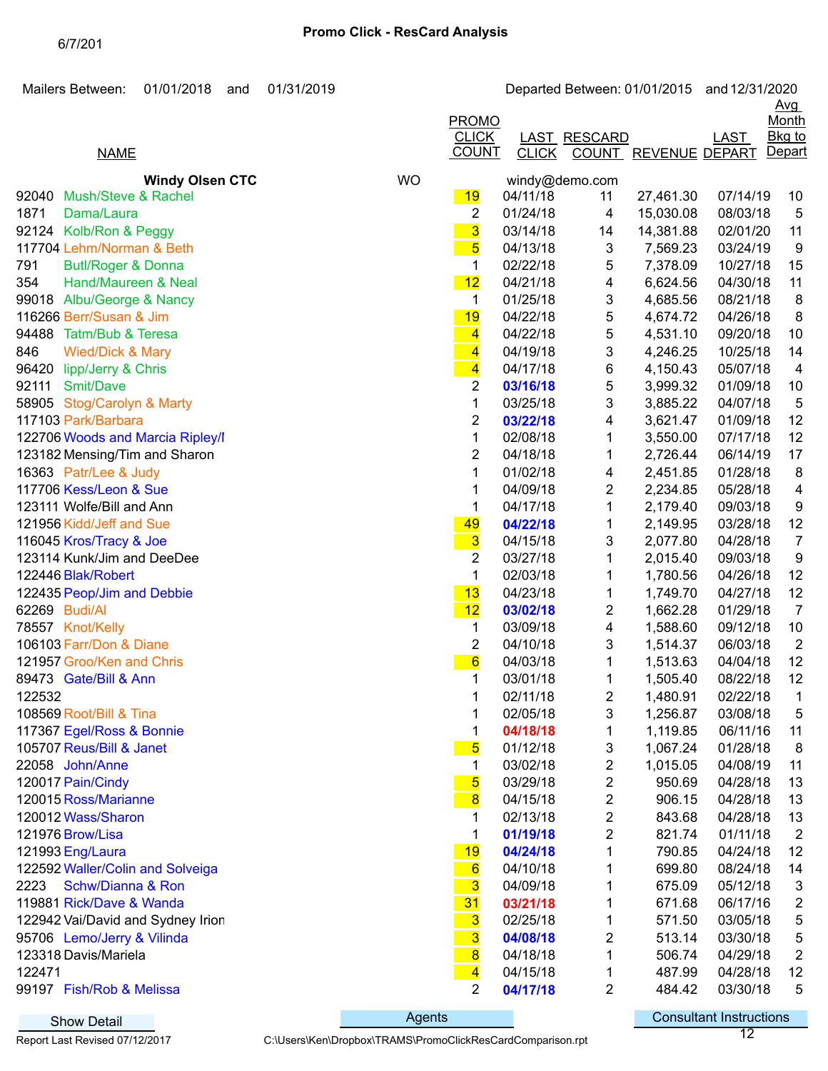6/7/201

## Promo Click - ResCard Analysis

Mailers Between: 01/01/2018 and 01/31/2019

Departed Between: 01/01/2015 and 12/31/2020

| | NAME | PROMO CLICK COUNT | LAST CLICK | RESCARD COUNT | REVENUE | LAST DEPART | Avg Month Bkg to Depart |
|---|---|---|---|---|---|---|---|
| | **Windy Olsen CTC** WO | | windy@demo.com | | | | |
| 92040 | Mush/Steve & Rachel | 19 | 04/11/18 | 11 | 27,461.30 | 07/14/19 | 10 |
| 1871 | Dama/Laura | 2 | 01/24/18 | 4 | 15,030.08 | 08/03/18 | 5 |
| 92124 | Kolb/Ron & Peggy | 3 | 03/14/18 | 14 | 14,381.88 | 02/01/20 | 11 |
| 117704 | Lehm/Norman & Beth | 5 | 04/13/18 | 3 | 7,569.23 | 03/24/19 | 9 |
| 791 | Butl/Roger & Donna | 1 | 02/22/18 | 5 | 7,378.09 | 10/27/18 | 15 |
| 354 | Hand/Maureen & Neal | 12 | 04/21/18 | 4 | 6,624.56 | 04/30/18 | 11 |
| 99018 | Albu/George & Nancy | 1 | 01/25/18 | 3 | 4,685.56 | 08/21/18 | 8 |
| 116266 | Berr/Susan & Jim | 19 | 04/22/18 | 5 | 4,674.72 | 04/26/18 | 8 |
| 94488 | Tatm/Bub & Teresa | 4 | 04/22/18 | 5 | 4,531.10 | 09/20/18 | 10 |
| 846 | Wied/Dick & Mary | 4 | 04/19/18 | 3 | 4,246.25 | 10/25/18 | 14 |
| 96420 | lipp/Jerry & Chris | 4 | 04/17/18 | 6 | 4,150.43 | 05/07/18 | 4 |
| 92111 | Smit/Dave | 2 | **03/16/18** | 5 | 3,999.32 | 01/09/18 | 10 |
| 58905 | Stog/Carolyn & Marty | 1 | 03/25/18 | 3 | 3,885.22 | 04/07/18 | 5 |
| 117103 | Park/Barbara | 2 | **03/22/18** | 4 | 3,621.47 | 01/09/18 | 12 |
| 122706 | Woods and Marcia Ripley/I | 1 | 02/08/18 | 1 | 3,550.00 | 07/17/18 | 12 |
| 123182 | Mensing/Tim and Sharon | 2 | 04/18/18 | 1 | 2,726.44 | 06/14/19 | 17 |
| 16363 | Patr/Lee & Judy | 1 | 01/02/18 | 4 | 2,451.85 | 01/28/18 | 8 |
| 117706 | Kess/Leon & Sue | 1 | 04/09/18 | 2 | 2,234.85 | 05/28/18 | 4 |
| 123111 | Wolfe/Bill and Ann | 1 | 04/17/18 | 1 | 2,179.40 | 09/03/18 | 9 |
| 121956 | Kidd/Jeff and Sue | 49 | **04/22/18** | 1 | 2,149.95 | 03/28/18 | 12 |
| 116045 | Kros/Tracy & Joe | 3 | 04/15/18 | 3 | 2,077.80 | 04/28/18 | 7 |
| 123114 | Kunk/Jim and DeeDee | 2 | 03/27/18 | 1 | 2,015.40 | 09/03/18 | 9 |
| 122446 | Blak/Robert | 1 | 02/03/18 | 1 | 1,780.56 | 04/26/18 | 12 |
| 122435 | Peop/Jim and Debbie | 13 | 04/23/18 | 1 | 1,749.70 | 04/27/18 | 12 |
| 62269 | Budi/Al | 12 | **03/02/18** | 2 | 1,662.28 | 01/29/18 | 7 |
| 78557 | Knot/Kelly | 1 | 03/09/18 | 4 | 1,588.60 | 09/12/18 | 10 |
| 106103 | Farr/Don & Diane | 2 | 04/10/18 | 3 | 1,514.37 | 06/03/18 | 2 |
| 121957 | Groo/Ken and Chris | 6 | 04/03/18 | 1 | 1,513.63 | 04/04/18 | 12 |
| 89473 | Gate/Bill & Ann | 1 | 03/01/18 | 1 | 1,505.40 | 08/22/18 | 12 |
| 122532 | | 1 | 02/11/18 | 2 | 1,480.91 | 02/22/18 | 1 |
| 108569 | Root/Bill & Tina | 1 | 02/05/18 | 3 | 1,256.87 | 03/08/18 | 5 |
| 117367 | Egel/Ross & Bonnie | 1 | **04/18/18** | 1 | 1,119.85 | 06/11/16 | 11 |
| 105707 | Reus/Bill & Janet | 5 | 01/12/18 | 3 | 1,067.24 | 01/28/18 | 8 |
| 22058 | John/Anne | 1 | 03/02/18 | 2 | 1,015.05 | 04/08/19 | 11 |
| 120017 | Pain/Cindy | 5 | 03/29/18 | 2 | 950.69 | 04/28/18 | 13 |
| 120015 | Ross/Marianne | 8 | 04/15/18 | 2 | 906.15 | 04/28/18 | 13 |
| 120012 | Wass/Sharon | 1 | 02/13/18 | 2 | 843.68 | 04/28/18 | 13 |
| 121976 | Brow/Lisa | 1 | **01/19/18** | 2 | 821.74 | 01/11/18 | 2 |
| 121993 | Eng/Laura | 19 | **04/24/18** | 1 | 790.85 | 04/24/18 | 12 |
| 122592 | Waller/Colin and Solveiga | 6 | 04/10/18 | 1 | 699.80 | 08/24/18 | 14 |
| 2223 | Schw/Dianna & Ron | 3 | 04/09/18 | 1 | 675.09 | 05/12/18 | 3 |
| 119881 | Rick/Dave & Wanda | 31 | **03/21/18** | 1 | 671.68 | 06/17/16 | 2 |
| 122942 | Vai/David and Sydney Irion | 3 | 02/25/18 | 1 | 571.50 | 03/05/18 | 5 |
| 95706 | Lemo/Jerry & Vilinda | 3 | **04/08/18** | 2 | 513.14 | 03/30/18 | 5 |
| 123318 | Davis/Mariela | 8 | 04/18/18 | 1 | 506.74 | 04/29/18 | 2 |
| 122471 | | 4 | 04/15/18 | 1 | 487.99 | 04/28/18 | 12 |
| 99197 | Fish/Rob & Melissa | 2 | **04/17/18** | 2 | 484.42 | 03/30/18 | 5 |

Show Detail | Agents | Consultant Instructions

Report Last Revised 07/12/2017 C:\Users\Ken\Dropbox\TRAMS\PromoClickResCardComparison.rpt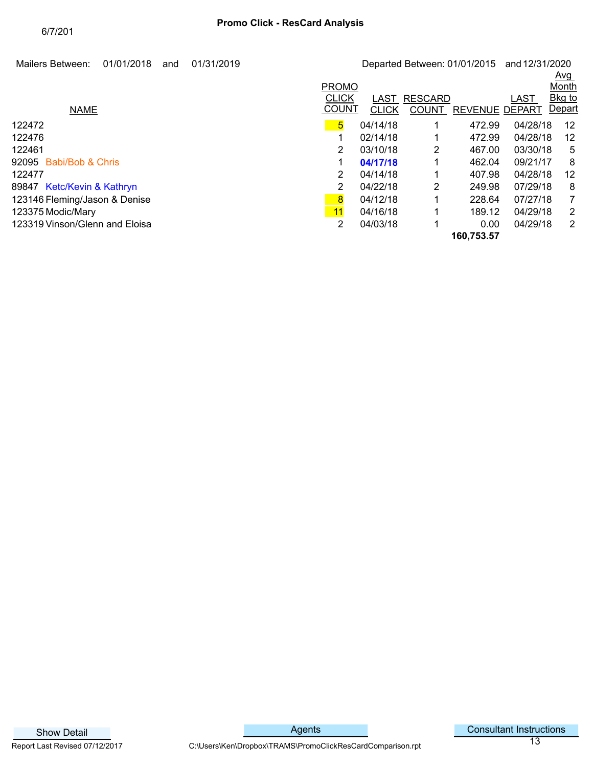6/7/201

# Promo Click - ResCard Analysis

Mailers Between: 01/01/2018 and 01/31/2019

Departed Between: 01/01/2015 and 12/31/2020

| NAME | PROMO CLICK COUNT | LAST CLICK | RESCARD COUNT | REVENUE | LAST DEPART | Avg Month Bkg to Depart |
|---|---|---|---|---|---|---|
| 122472 | 5 | 04/14/18 | 1 | 472.99 | 04/28/18 | 12 |
| 122476 | 1 | 02/14/18 | 1 | 472.99 | 04/28/18 | 12 |
| 122461 | 2 | 03/10/18 | 2 | 467.00 | 03/30/18 | 5 |
| 92095 Babi/Bob & Chris | 1 | **04/17/18** | 1 | 462.04 | 09/21/17 | 8 |
| 122477 | 2 | 04/14/18 | 1 | 407.98 | 04/28/18 | 12 |
| 89847 Ketc/Kevin & Kathryn | 2 | 04/22/18 | 2 | 249.98 | 07/29/18 | 8 |
| 123146 Fleming/Jason & Denise | 8 | 04/12/18 | 1 | 228.64 | 07/27/18 | 7 |
| 123375 Modic/Mary | 11 | 04/16/18 | 1 | 189.12 | 04/29/18 | 2 |
| 123319 Vinson/Glenn and Eloisa | 2 | 04/03/18 | 1 | 0.00 | 04/29/18 | 2 |
| | | | | **160,753.57** | | |

Show Detail

Agents

Consultant Instructions

Report Last Revised 07/12/2017

C:\Users\Ken\Dropbox\TRAMS\PromoClickResCardComparison.rpt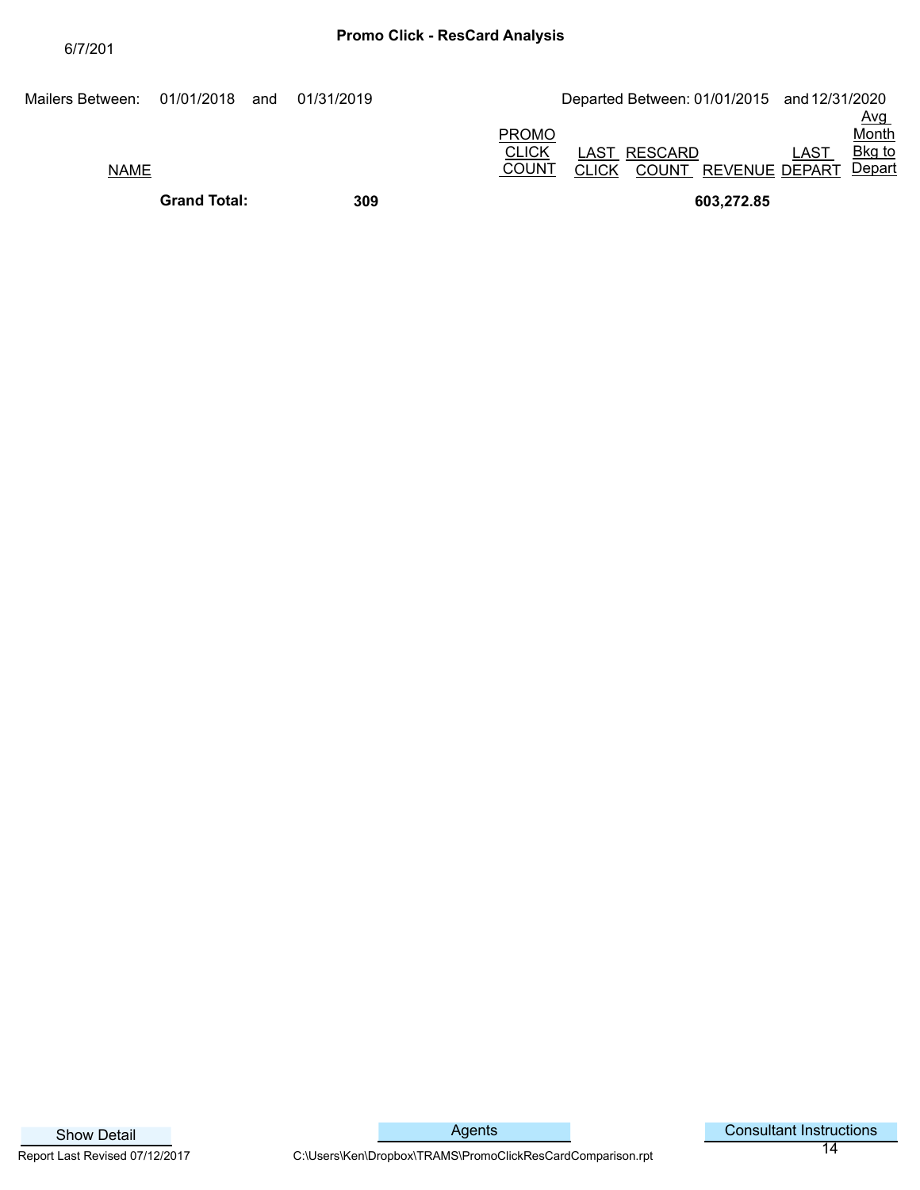6/7/201

# Promo Click - ResCard Analysis

Mailers Between: 01/01/2018 and 01/31/2019

Departed Between: 01/01/2015 and 12/31/2020

| NAME | | | PROMO CLICK COUNT | LAST CLICK | RESCARD COUNT | REVENUE | LAST DEPART | Avg Month Bkg to Depart |
|---|---|---|---|---|---|---|---|---|
| | **Grand Total:** | **309** | | | | **603,272.85** | | |

Show Detail

Agents

Consultant Instructions

Report Last Revised 07/12/2017

C:\Users\Ken\Dropbox\TRAMS\PromoClickResCardComparison.rpt